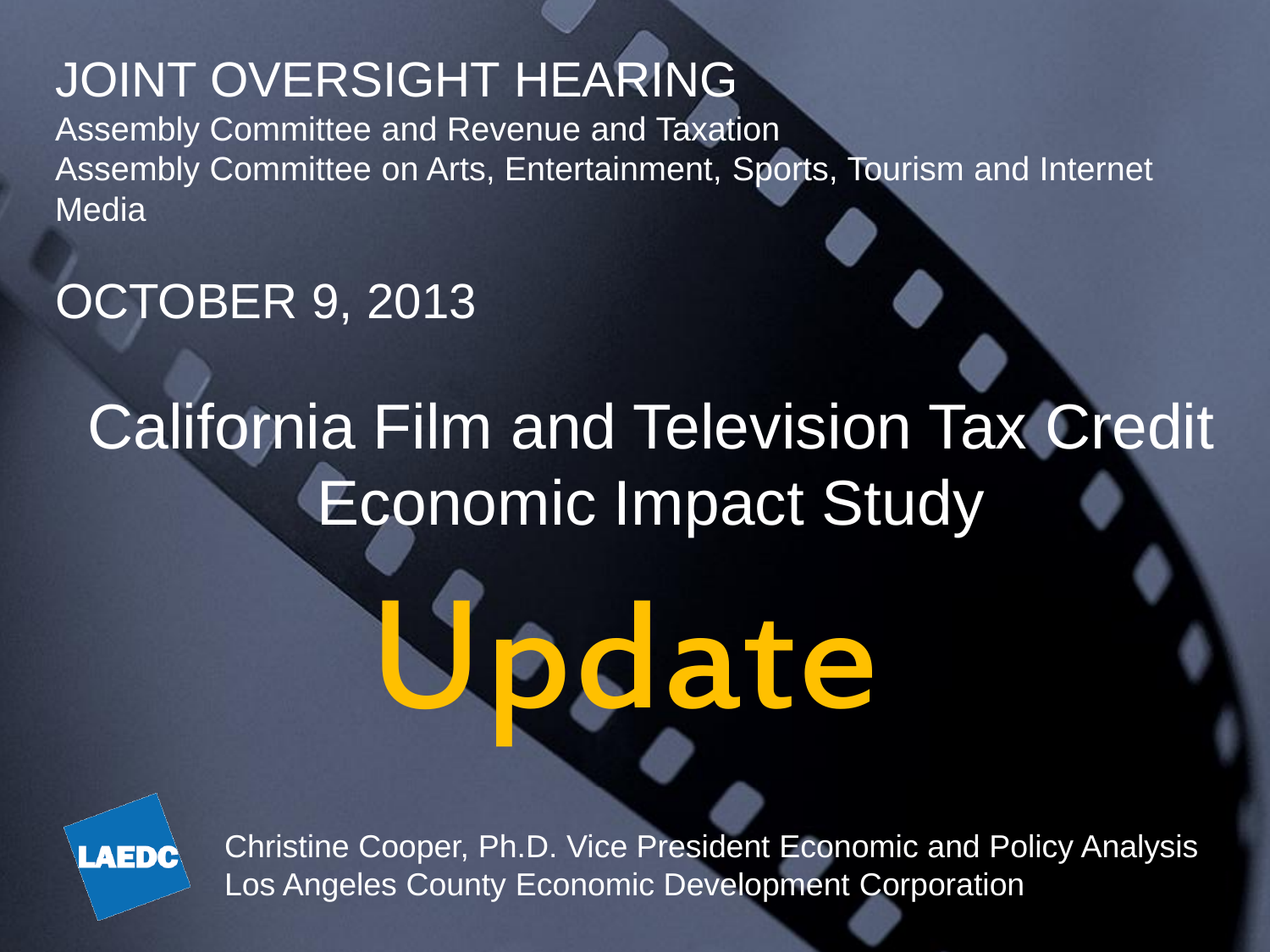# JOINT OVERSIGHT HEARING

Assembly Committee and Revenue and Taxation
Assembly Committee on Arts, Entertainment, Sports, Tourism and Internet Media

OCTOBER 9, 2013

# California Film and Television Tax Credit Economic Impact Study

# Update

LAEDC

Christine Cooper, Ph.D. Vice President Economic and Policy Analysis
Los Angeles County Economic Development Corporation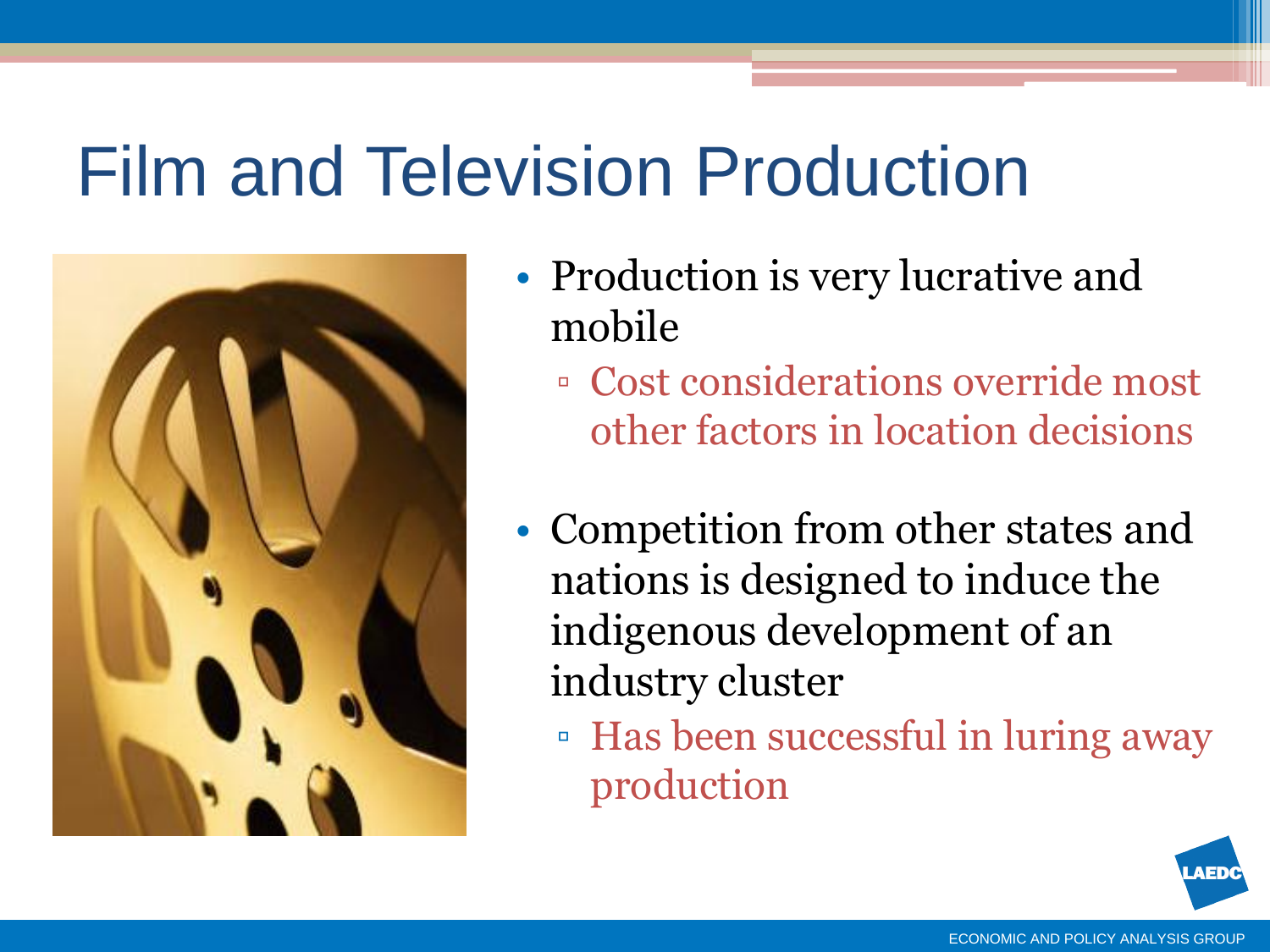# Film and Television Production

- Production is very lucrative and mobile
  - Cost considerations override most other factors in location decisions
- Competition from other states and nations is designed to induce the indigenous development of an industry cluster
  - Has been successful in luring away production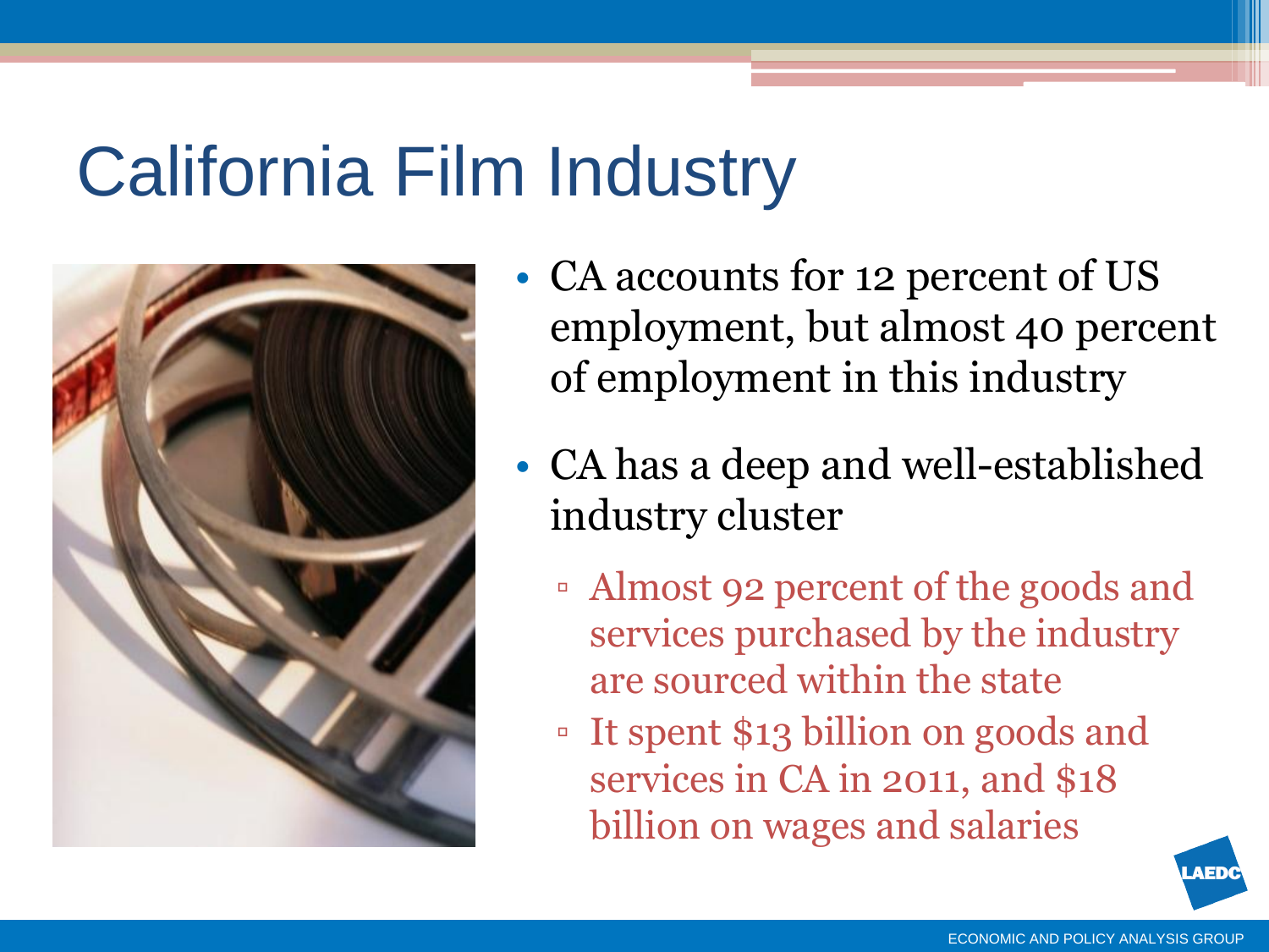# California Film Industry

- CA accounts for 12 percent of US employment, but almost 40 percent of employment in this industry
- CA has a deep and well-established industry cluster
  - Almost 92 percent of the goods and services purchased by the industry are sourced within the state
  - It spent $13 billion on goods and services in CA in 2011, and $18 billion on wages and salaries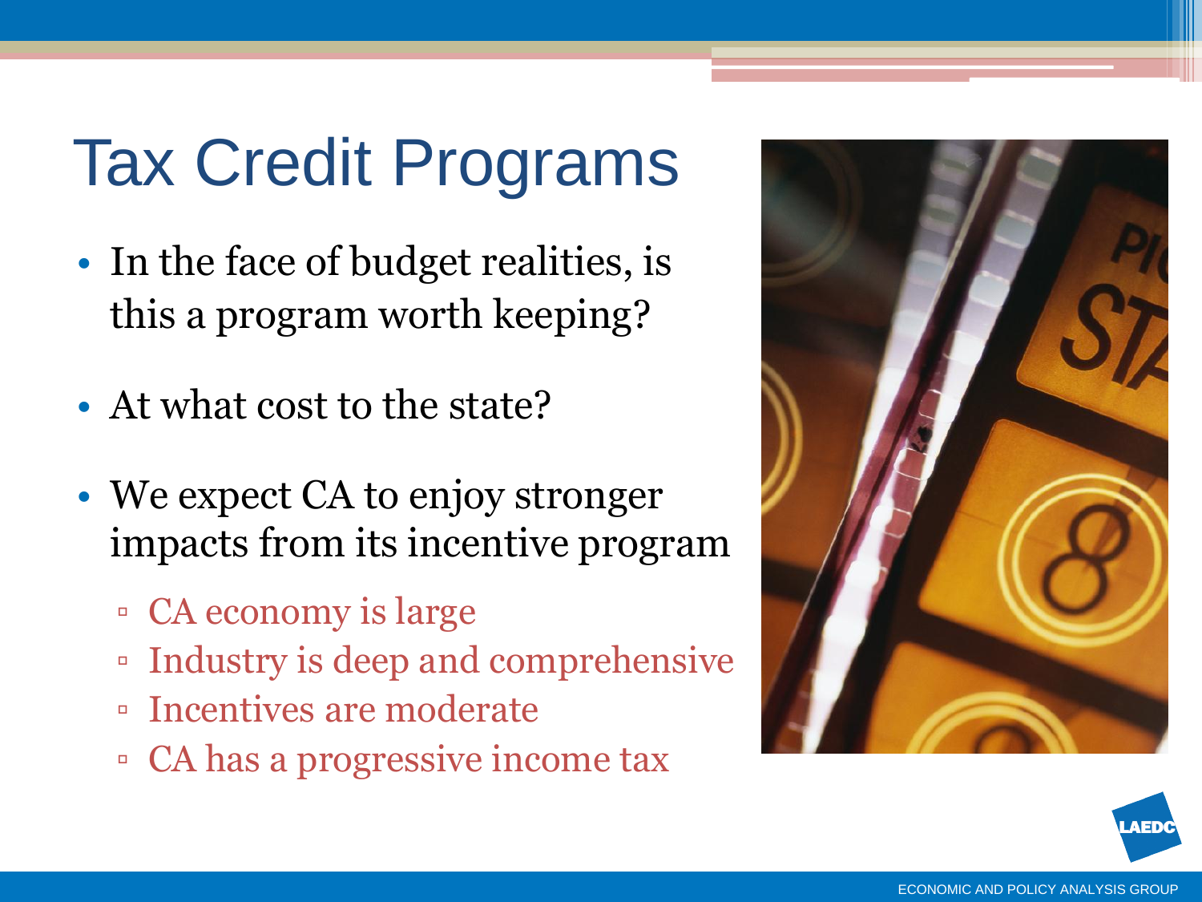# Tax Credit Programs

- In the face of budget realities, is this a program worth keeping?
- At what cost to the state?
- We expect CA to enjoy stronger impacts from its incentive program
  - CA economy is large
  - Industry is deep and comprehensive
  - Incentives are moderate
  - CA has a progressive income tax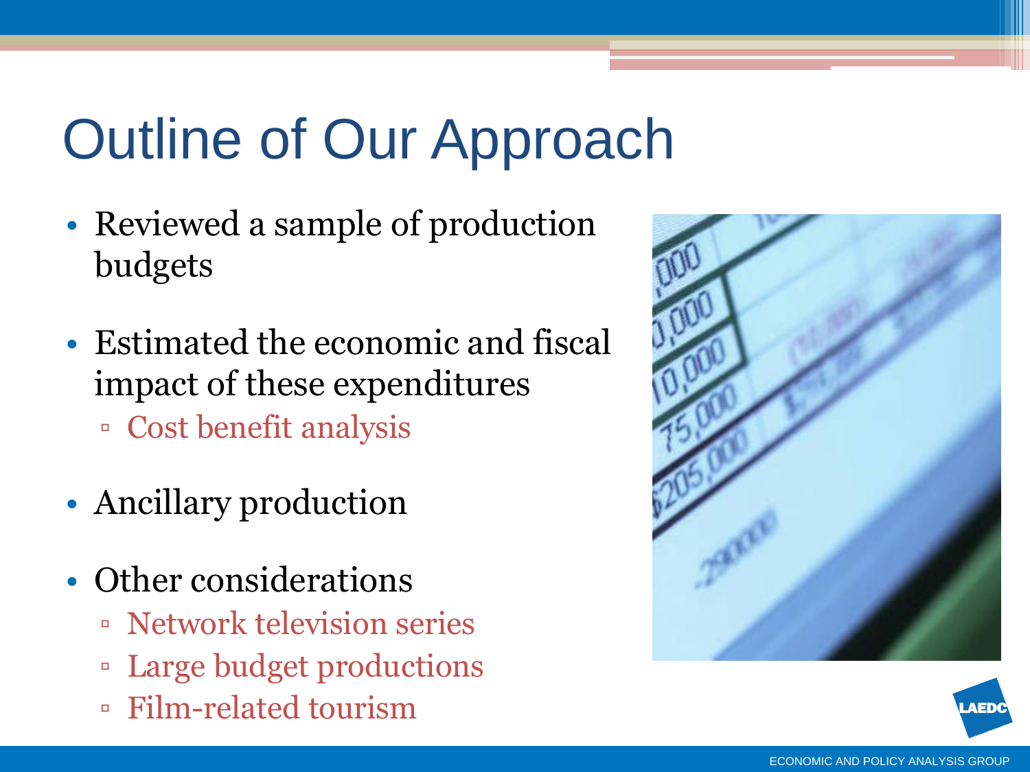# Outline of Our Approach

- Reviewed a sample of production budgets
- Estimated the economic and fiscal impact of these expenditures
  - Cost benefit analysis
- Ancillary production
- Other considerations
  - Network television series
  - Large budget productions
  - Film-related tourism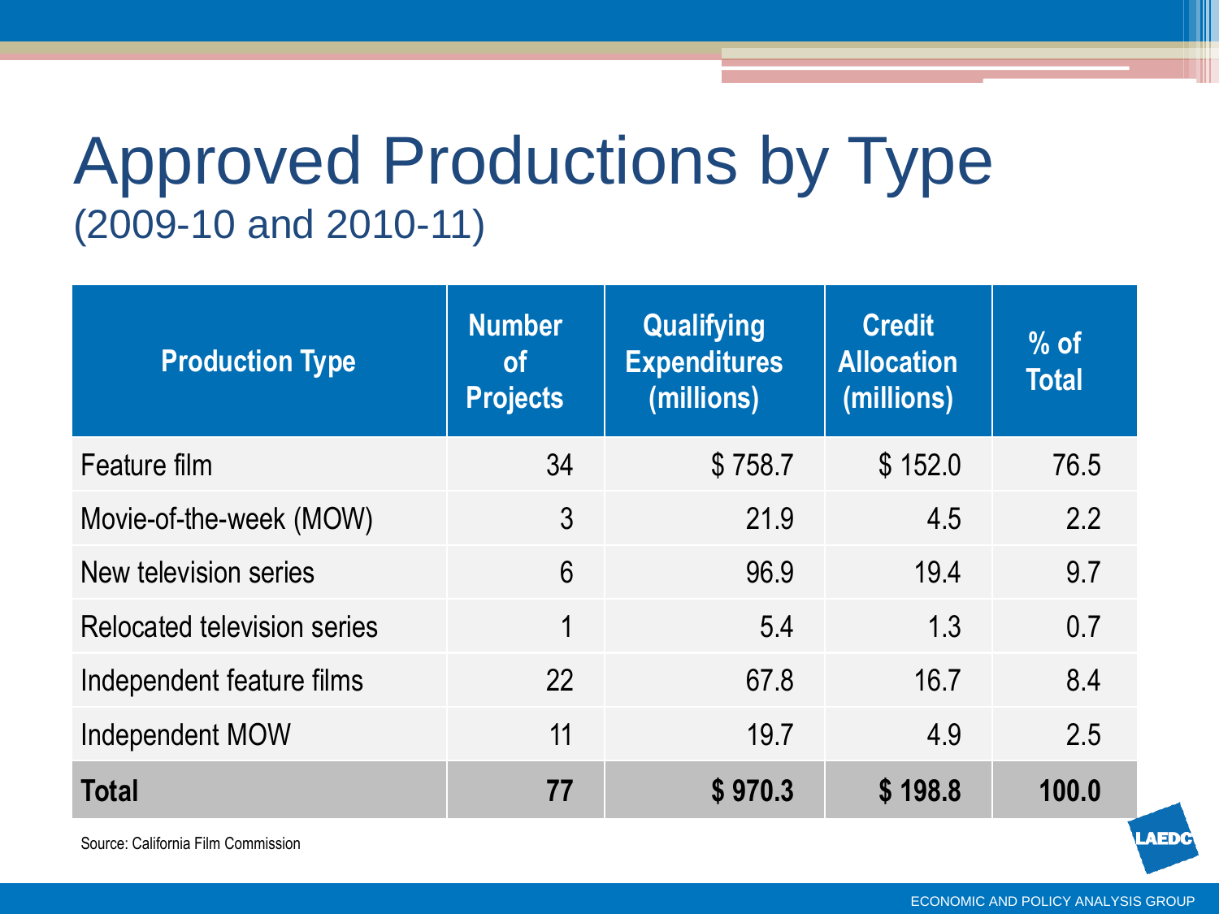# Approved Productions by Type

(2009-10 and 2010-11)

| Production Type | Number of Projects | Qualifying Expenditures (millions) | Credit Allocation (millions) | % of Total |
|---|---|---|---|---|
| Feature film | 34 | $ 758.7 | $ 152.0 | 76.5 |
| Movie-of-the-week (MOW) | 3 | 21.9 | 4.5 | 2.2 |
| New television series | 6 | 96.9 | 19.4 | 9.7 |
| Relocated television series | 1 | 5.4 | 1.3 | 0.7 |
| Independent feature films | 22 | 67.8 | 16.7 | 8.4 |
| Independent MOW | 11 | 19.7 | 4.9 | 2.5 |
| **Total** | **77** | **$ 970.3** | **$ 198.8** | **100.0** |

Source: California Film Commission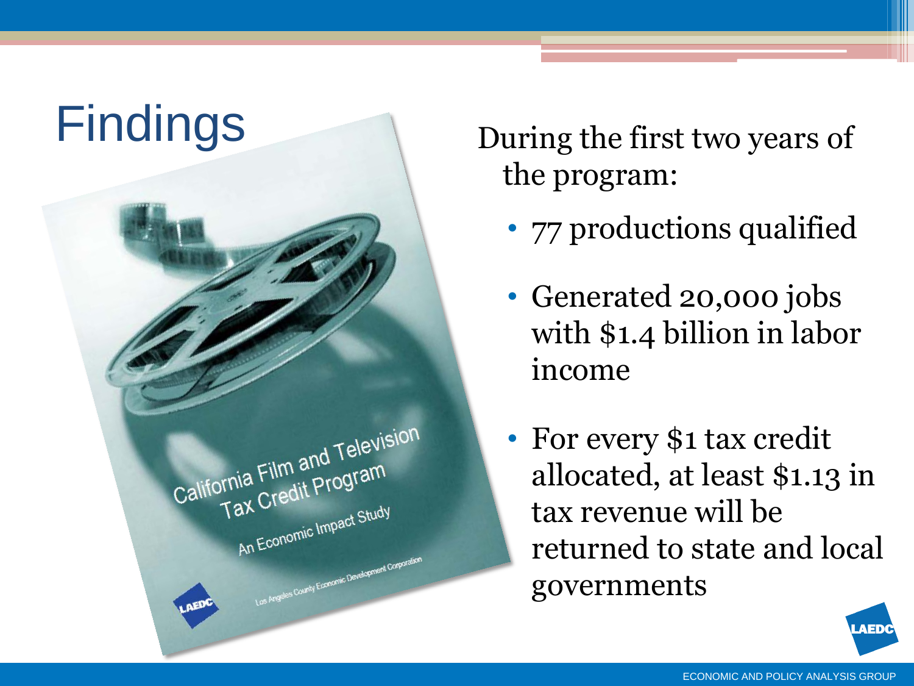# Findings

During the first two years of the program:

- 77 productions qualified
- Generated 20,000 jobs with $1.4 billion in labor income
- For every $1 tax credit allocated, at least $1.13 in tax revenue will be returned to state and local governments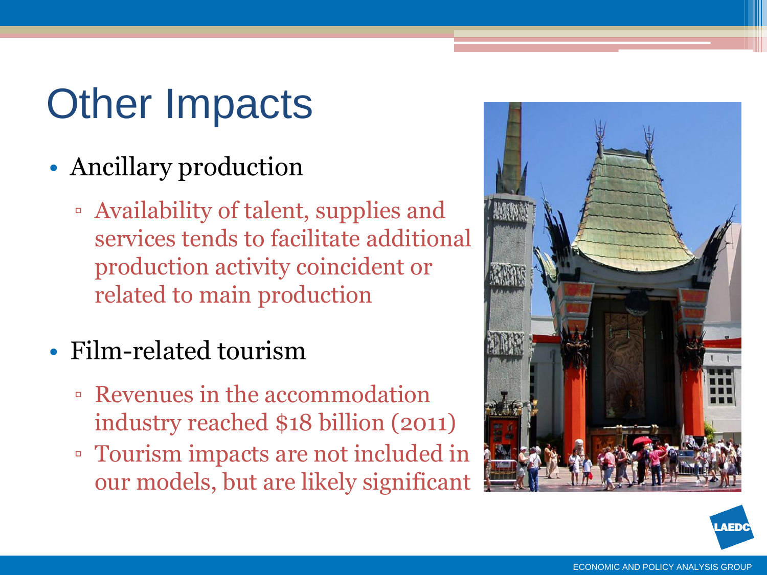# Other Impacts

- Ancillary production
  - Availability of talent, supplies and services tends to facilitate additional production activity coincident or related to main production
- Film-related tourism
  - Revenues in the accommodation industry reached $18 billion (2011)
  - Tourism impacts are not included in our models, but are likely significant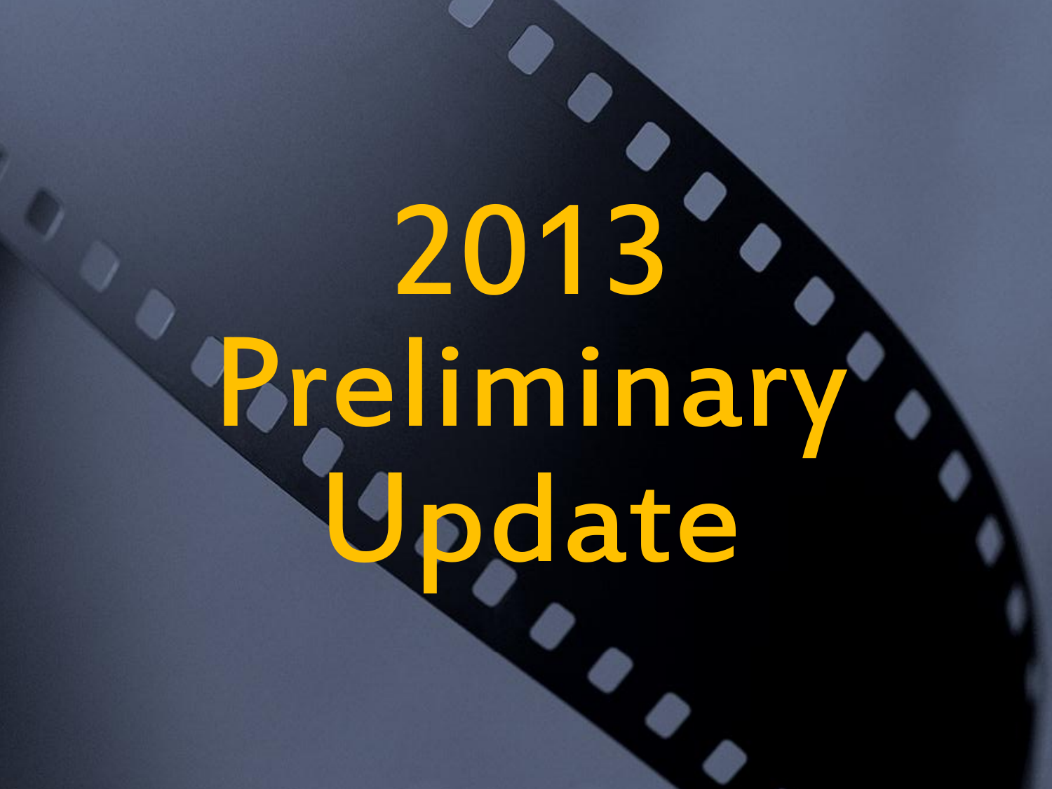# 2013 Preliminary Update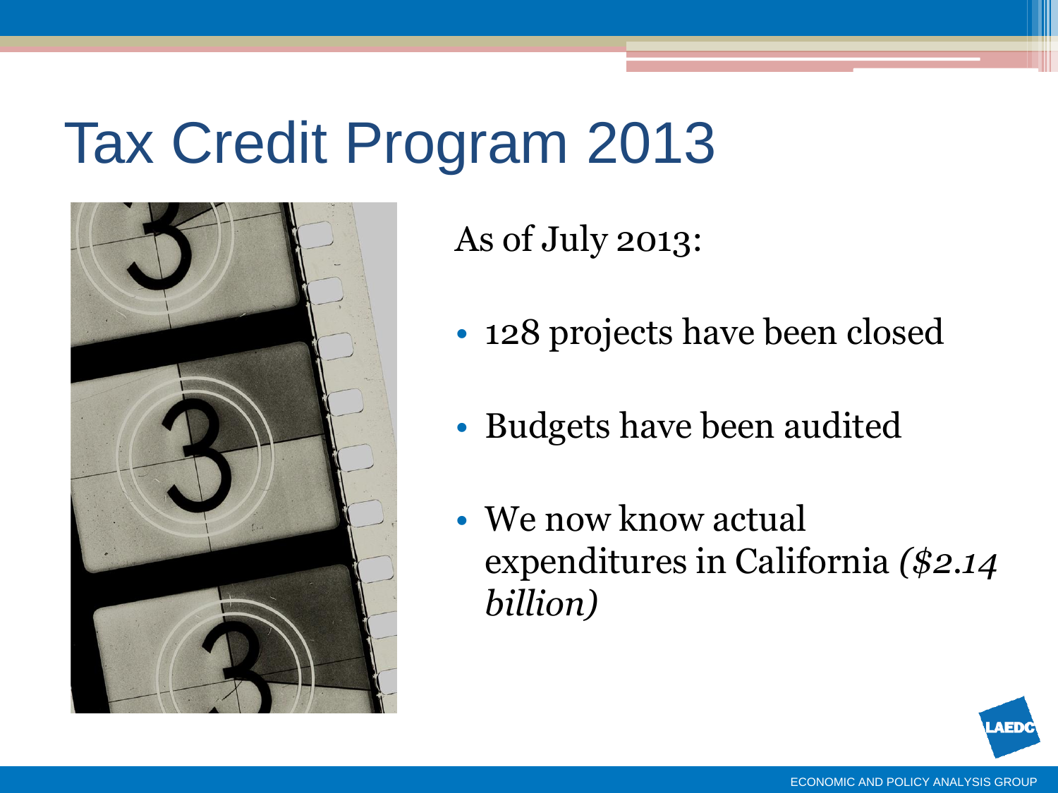# Tax Credit Program 2013

As of July 2013:

- 128 projects have been closed
- Budgets have been audited
- We now know actual expenditures in California *($2.14 billion)*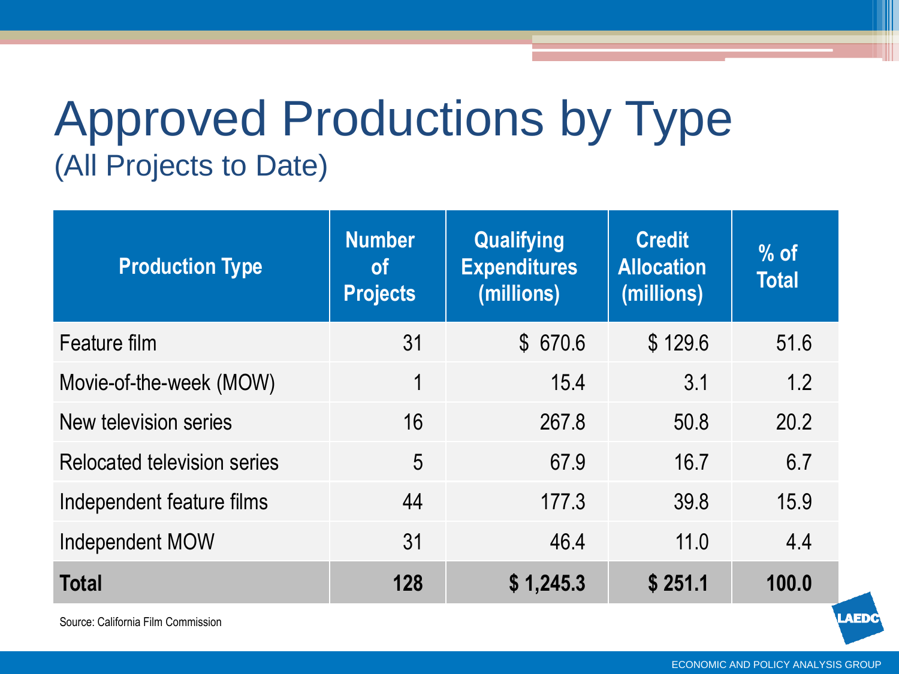# Approved Productions by Type

## (All Projects to Date)

| Production Type | Number of Projects | Qualifying Expenditures (millions) | Credit Allocation (millions) | % of Total |
|---|---|---|---|---|
| Feature film | 31 | $ 670.6 | $ 129.6 | 51.6 |
| Movie-of-the-week (MOW) | 1 | 15.4 | 3.1 | 1.2 |
| New television series | 16 | 267.8 | 50.8 | 20.2 |
| Relocated television series | 5 | 67.9 | 16.7 | 6.7 |
| Independent feature films | 44 | 177.3 | 39.8 | 15.9 |
| Independent MOW | 31 | 46.4 | 11.0 | 4.4 |
| **Total** | **128** | **$ 1,245.3** | **$ 251.1** | **100.0** |

Source: California Film Commission

LAEDC

ECONOMIC AND POLICY ANALYSIS GROUP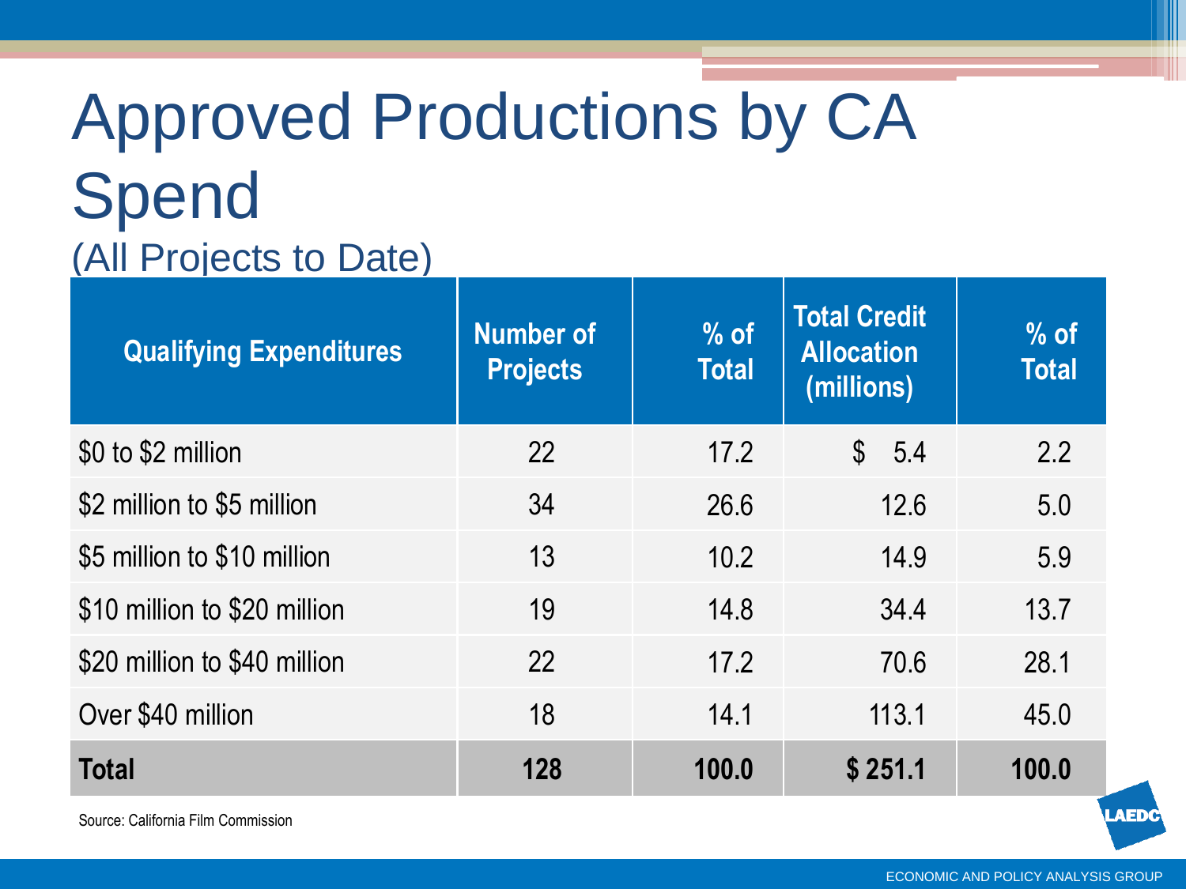# Approved Productions by CA Spend

(All Projects to Date)

| Qualifying Expenditures | Number of Projects | % of Total | Total Credit Allocation (millions) | % of Total |
|---|---|---|---|---|
| $0 to $2 million | 22 | 17.2 | $ 5.4 | 2.2 |
| $2 million to $5 million | 34 | 26.6 | 12.6 | 5.0 |
| $5 million to $10 million | 13 | 10.2 | 14.9 | 5.9 |
| $10 million to $20 million | 19 | 14.8 | 34.4 | 13.7 |
| $20 million to $40 million | 22 | 17.2 | 70.6 | 28.1 |
| Over $40 million | 18 | 14.1 | 113.1 | 45.0 |
| **Total** | **128** | **100.0** | **$ 251.1** | **100.0** |

Source: California Film Commission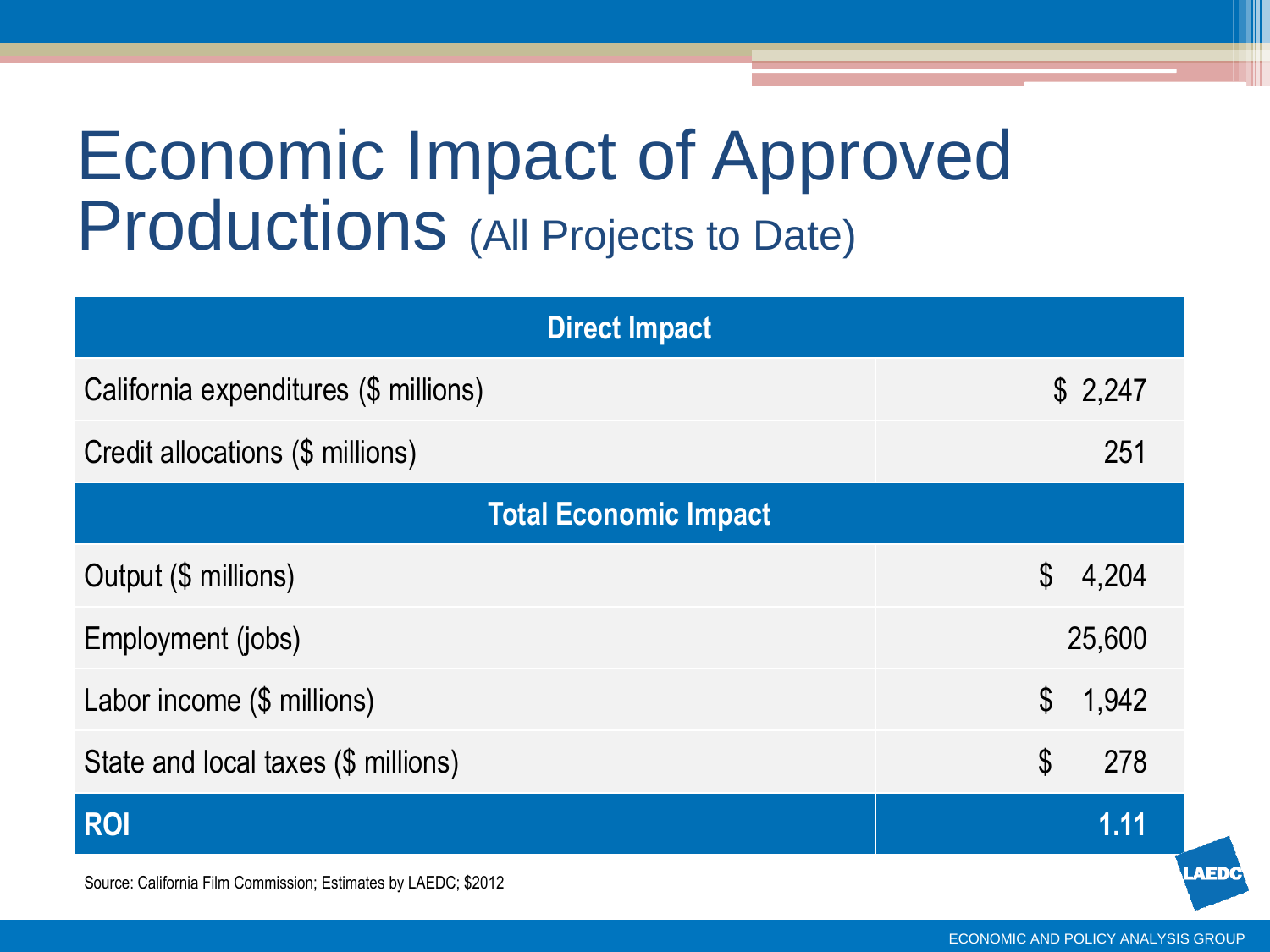# Economic Impact of Approved Productions (All Projects to Date)

| | |
|---|---|
| **Direct Impact** | |
| California expenditures ($ millions) | $ 2,247 |
| Credit allocations ($ millions) | 251 |
| **Total Economic Impact** | |
| Output ($ millions) | $ 4,204 |
| Employment (jobs) | 25,600 |
| Labor income ($ millions) | $ 1,942 |
| State and local taxes ($ millions) | $ 278 |
| **ROI** | **1.11** |

Source: California Film Commission; Estimates by LAEDC; $2012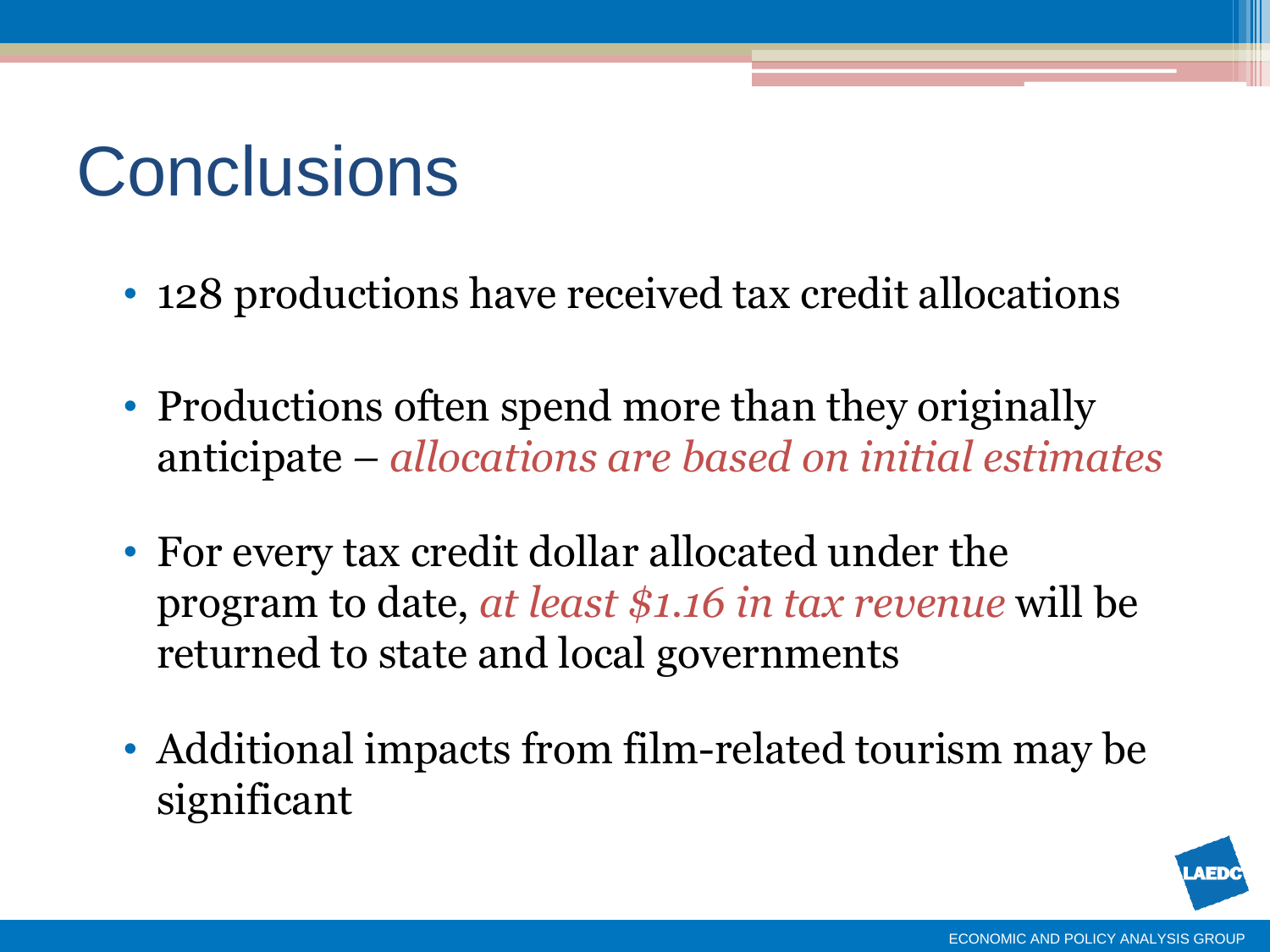# Conclusions

- 128 productions have received tax credit allocations
- Productions often spend more than they originally anticipate – *allocations are based on initial estimates*
- For every tax credit dollar allocated under the program to date, *at least $1.16 in tax revenue* will be returned to state and local governments
- Additional impacts from film-related tourism may be significant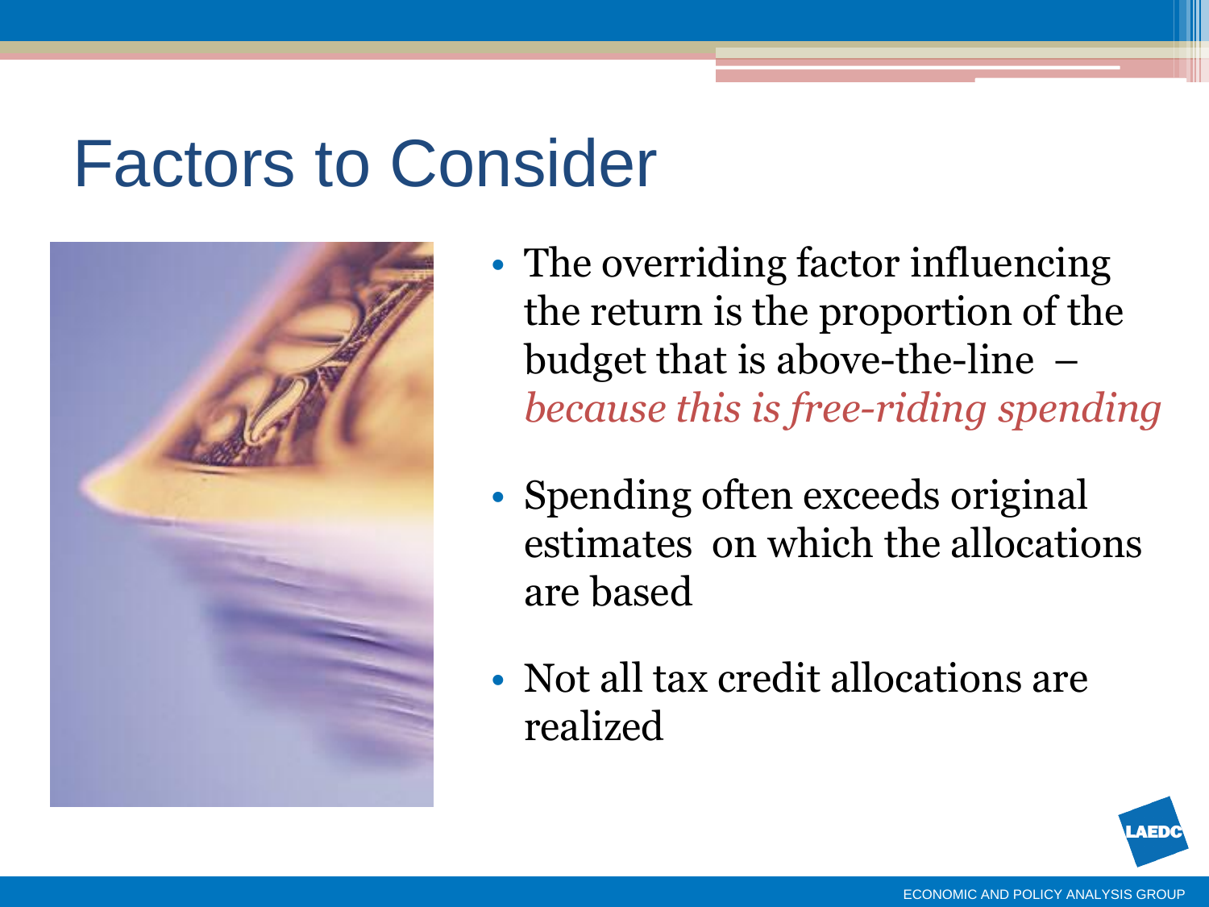# Factors to Consider

- The overriding factor influencing the return is the proportion of the budget that is above-the-line – *because this is free-riding spending*
- Spending often exceeds original estimates on which the allocations are based
- Not all tax credit allocations are realized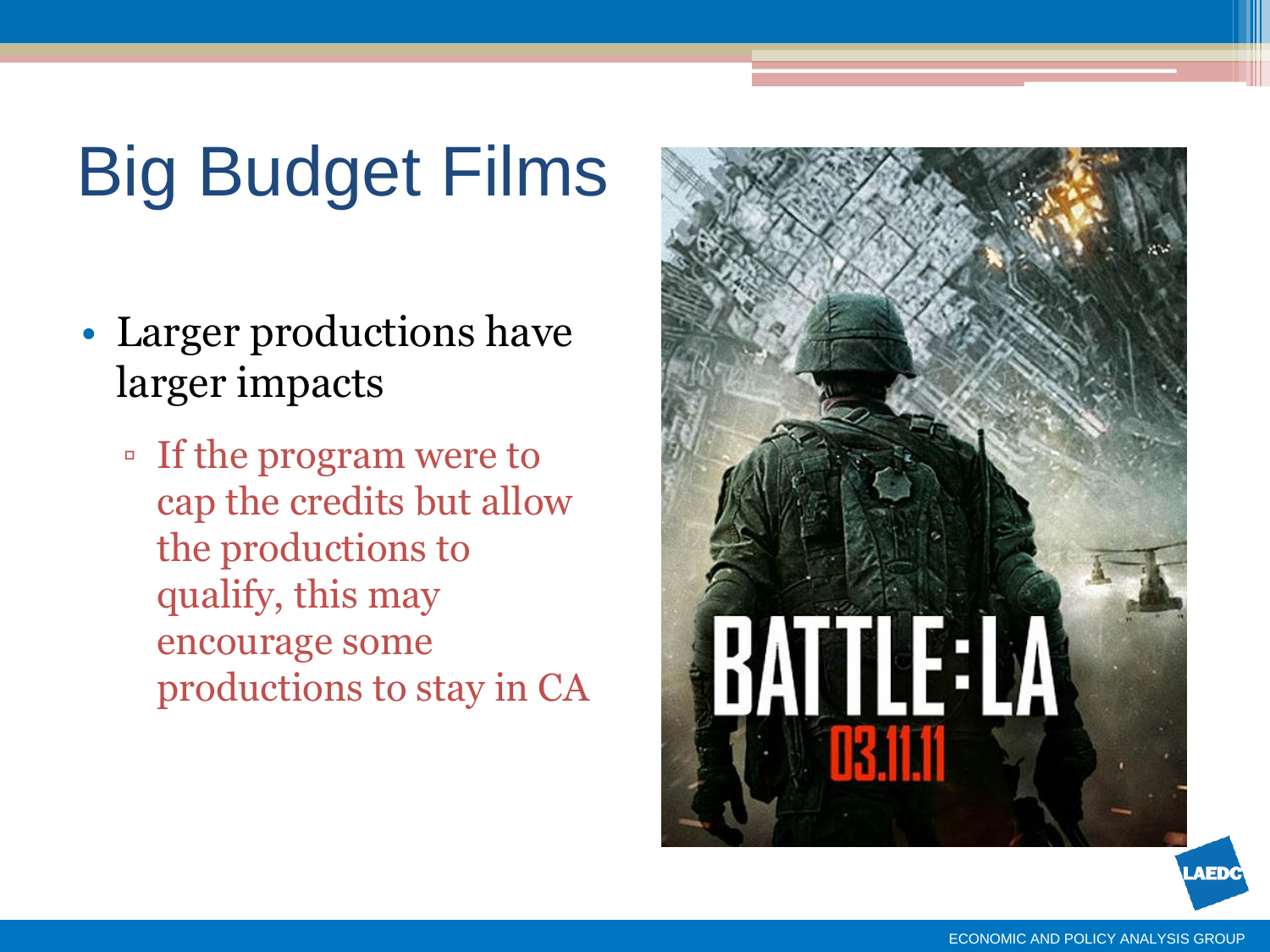# Big Budget Films

- Larger productions have larger impacts
  - If the program were to cap the credits but allow the productions to qualify, this may encourage some productions to stay in CA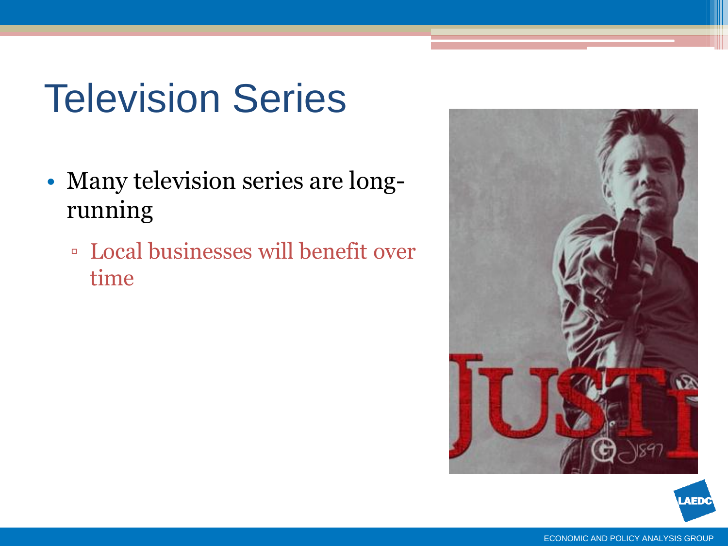# Television Series

- Many television series are long-running
  - Local businesses will benefit over time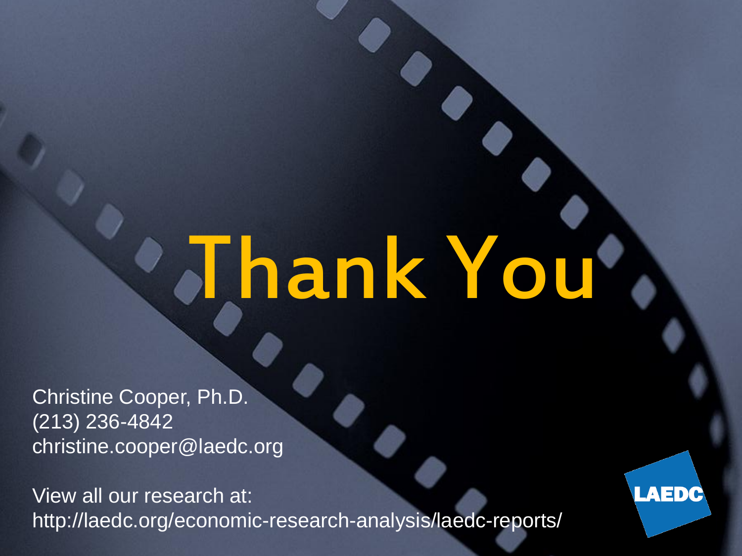# Thank You

Christine Cooper, Ph.D.
(213) 236-4842
christine.cooper@laedc.org

View all our research at:
http://laedc.org/economic-research-analysis/laedc-reports/

LAEDC